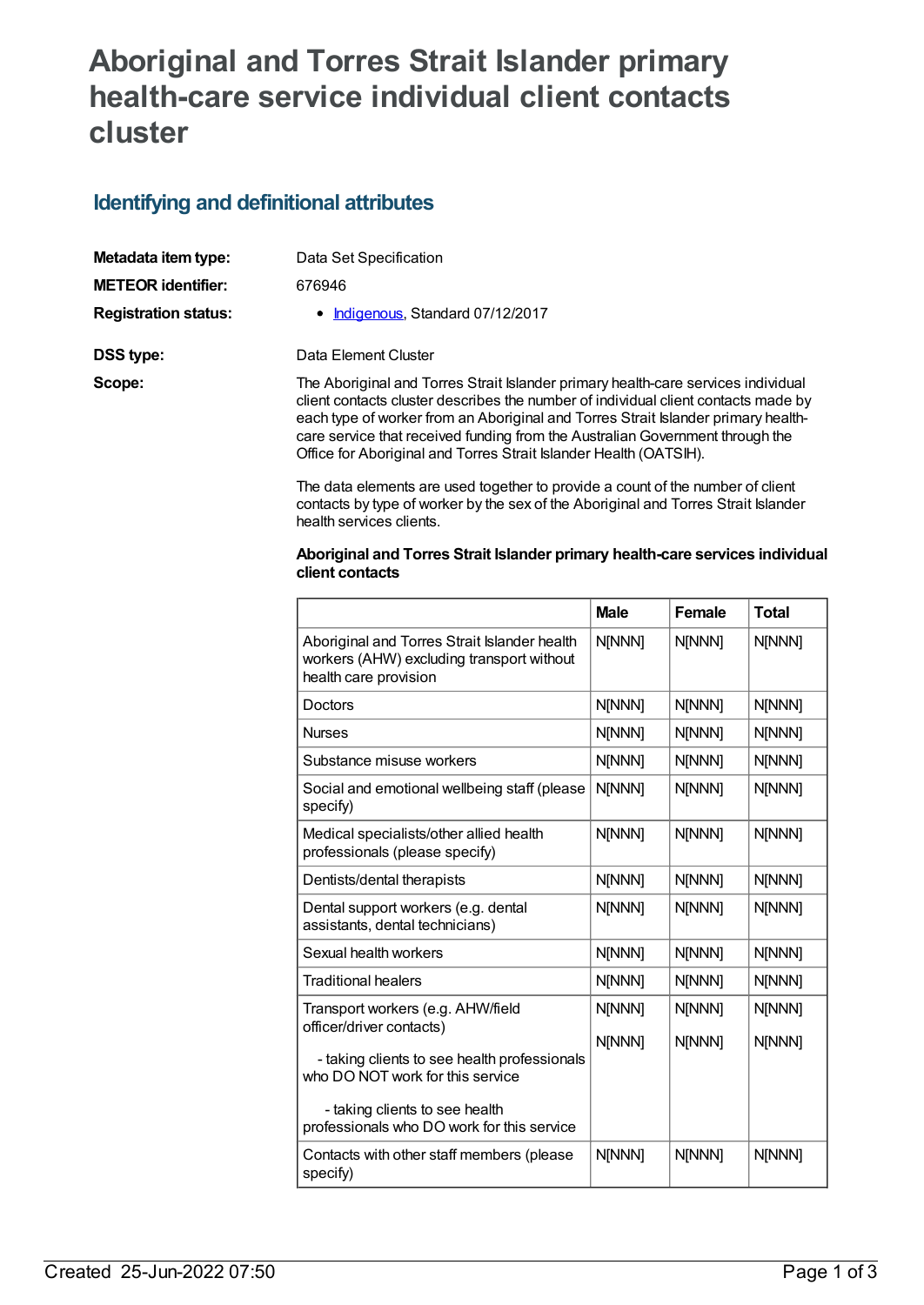# Aboriginal and Torres Strait Islander primary health-care service individual client contacts cluster

## Identifying and definitional attributes

**Metadata item type:** Data Set Specification

**METEOR identifier:** 676946

**Registration status:**
- Indigenous, Standard 07/12/2017

**DSS type:** Data Element Cluster

**Scope:** The Aboriginal and Torres Strait Islander primary health-care services individual client contacts cluster describes the number of individual client contacts made by each type of worker from an Aboriginal and Torres Strait Islander primary health-care service that received funding from the Australian Government through the Office for Aboriginal and Torres Strait Islander Health (OATSIH).

The data elements are used together to provide a count of the number of client contacts by type of worker by the sex of the Aboriginal and Torres Strait Islander health services clients.

**Aboriginal and Torres Strait Islander primary health-care services individual client contacts**

| | Male | Female | Total |
|---|---|---|---|
| Aboriginal and Torres Strait Islander health workers (AHW) excluding transport without health care provision | N[NNN] | N[NNN] | N[NNN] |
| Doctors | N[NNN] | N[NNN] | N[NNN] |
| Nurses | N[NNN] | N[NNN] | N[NNN] |
| Substance misuse workers | N[NNN] | N[NNN] | N[NNN] |
| Social and emotional wellbeing staff (please specify) | N[NNN] | N[NNN] | N[NNN] |
| Medical specialists/other allied health professionals (please specify) | N[NNN] | N[NNN] | N[NNN] |
| Dentists/dental therapists | N[NNN] | N[NNN] | N[NNN] |
| Dental support workers (e.g. dental assistants, dental technicians) | N[NNN] | N[NNN] | N[NNN] |
| Sexual health workers | N[NNN] | N[NNN] | N[NNN] |
| Traditional healers | N[NNN] | N[NNN] | N[NNN] |
| Transport workers (e.g. AHW/field officer/driver contacts)<br><br>- taking clients to see health professionals who DO NOT work for this service<br><br>- taking clients to see health professionals who DO work for this service | N[NNN]<br><br>N[NNN] | N[NNN]<br><br>N[NNN] | N[NNN]<br><br>N[NNN] |
| Contacts with other staff members (please specify) | N[NNN] | N[NNN] | N[NNN] |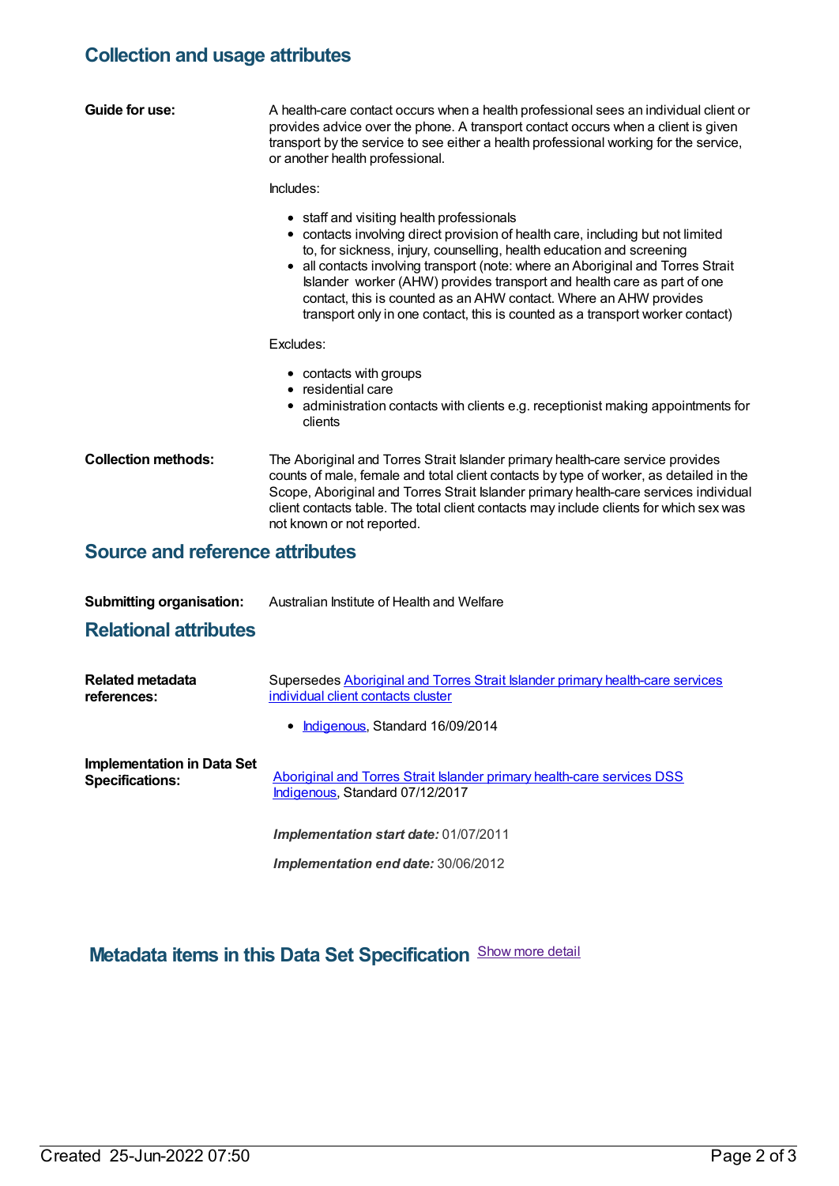## Collection and usage attributes

**Guide for use:**

A health-care contact occurs when a health professional sees an individual client or provides advice over the phone. A transport contact occurs when a client is given transport by the service to see either a health professional working for the service, or another health professional.

Includes:

- staff and visiting health professionals
- contacts involving direct provision of health care, including but not limited to, for sickness, injury, counselling, health education and screening
- all contacts involving transport (note: where an Aboriginal and Torres Strait Islander worker (AHW) provides transport and health care as part of one contact, this is counted as an AHW contact. Where an AHW provides transport only in one contact, this is counted as a transport worker contact)

Excludes:

- contacts with groups
- residential care
- administration contacts with clients e.g. receptionist making appointments for clients

**Collection methods:**

The Aboriginal and Torres Strait Islander primary health-care service provides counts of male, female and total client contacts by type of worker, as detailed in the Scope, Aboriginal and Torres Strait Islander primary health-care services individual client contacts table. The total client contacts may include clients for which sex was not known or not reported.

## Source and reference attributes

**Submitting organisation:** Australian Institute of Health and Welfare

## Relational attributes

**Related metadata references:**

Supersedes Aboriginal and Torres Strait Islander primary health-care services individual client contacts cluster

- Indigenous, Standard 16/09/2014

**Implementation in Data Set Specifications:**

Aboriginal and Torres Strait Islander primary health-care services DSS
Indigenous, Standard 07/12/2017

***Implementation start date:*** 01/07/2011

***Implementation end date:*** 30/06/2012

## Metadata items in this Data Set Specification

Show more detail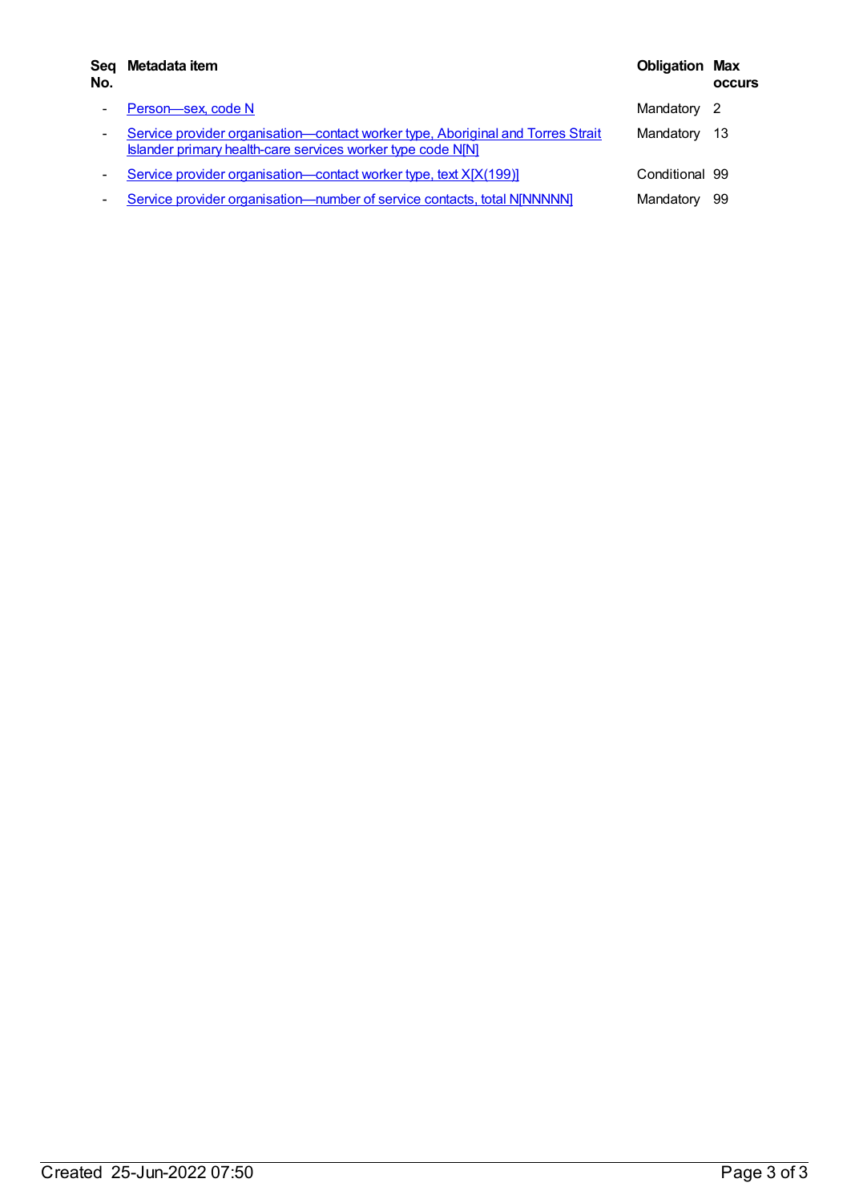| Seq No. | Metadata item | Obligation | Max occurs |
|---|---|---|---|
| - | Person—sex, code N | Mandatory | 2 |
| - | Service provider organisation—contact worker type, Aboriginal and Torres Strait Islander primary health-care services worker type code N[N] | Mandatory | 13 |
| - | Service provider organisation—contact worker type, text X[X(199)] | Conditional | 99 |
| - | Service provider organisation—number of service contacts, total N[NNNNN] | Mandatory | 99 |